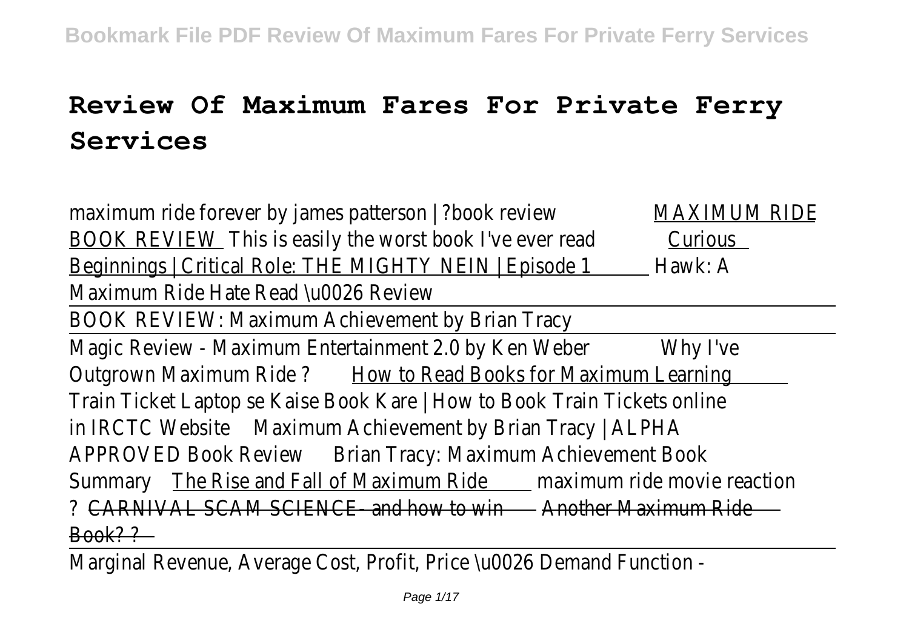# Review Of Maximum Fares For Private Ferry Services

maximum ride forever by james patterson | ?book review MAXIMUM RIDE BOOK REVIEW This is easily the worst book I've ever read Curious Beginnings | Critical Role: THE MIGHTY NEIN | Episode 1 Hawk: A Maximum Ride Hate Read \u0026 Review

BOOK REVIEW: Maximum Achievement by Brian Tracy

Magic Review - Maximum Entertainment 2.0 by Ken Weber Why I've Outgrown Maximum Ride ? How to Read Books for Maximum Learning Train Ticket Laptop se Kaise Book Kare | How to Book Train Tickets online in IRCTC Website Maximum Achievement by Brian Tracy | ALPHA APPROVED Book Review Brian Tracy: Maximum Achievement Book Summary The Rise and Fall of Maximum Ride maximum ride movie reaction ? ~~CARNIVAL SCAM SCIENCE- and how to win~~ ~~Another Maximum Ride Book? ?~~

Marginal Revenue, Average Cost, Profit, Price \u0026 Demand Function -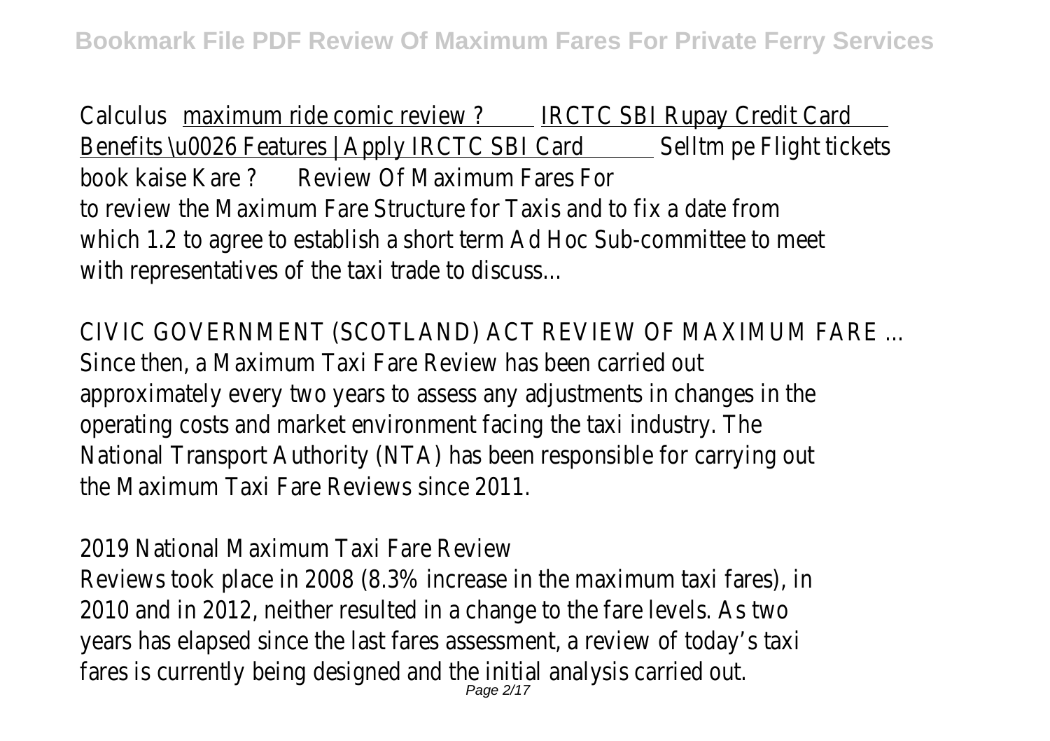Calculus maximum ride comic review ? IRCTC SBI Rupay Credit Card Benefits \u0026 Features | Apply IRCTC SBI Card Selltm pe Flight tickets book kaise Kare ? Review Of Maximum Fares For

to review the Maximum Fare Structure for Taxis and to fix a date from which 1.2 to agree to establish a short term Ad Hoc Sub-committee to meet with representatives of the taxi trade to discuss...

CIVIC GOVERNMENT (SCOTLAND) ACT REVIEW OF MAXIMUM FARE ...

Since then, a Maximum Taxi Fare Review has been carried out approximately every two years to assess any adjustments in changes in the operating costs and market environment facing the taxi industry. The National Transport Authority (NTA) has been responsible for carrying out the Maximum Taxi Fare Reviews since 2011.

2019 National Maximum Taxi Fare Review

Reviews took place in 2008 (8.3% increase in the maximum taxi fares), in 2010 and in 2012, neither resulted in a change to the fare levels. As two years has elapsed since the last fares assessment, a review of today's taxi fares is currently being designed and the initial analysis carried out.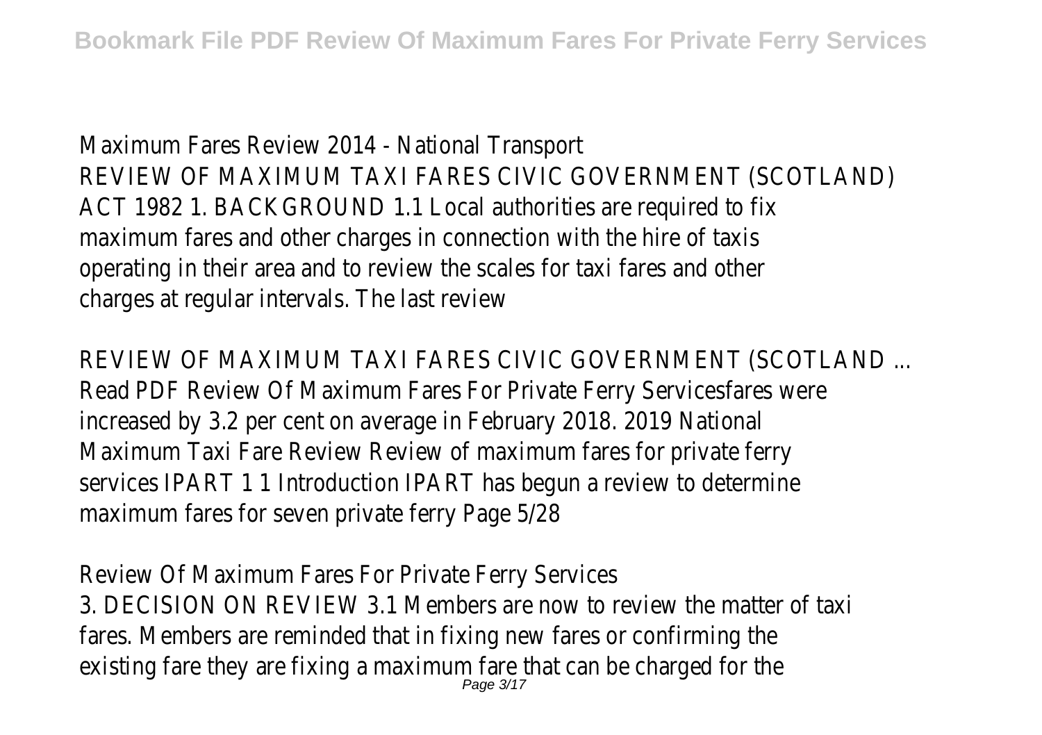Maximum Fares Review 2014 - National Transport

REVIEW OF MAXIMUM TAXI FARES CIVIC GOVERNMENT (SCOTLAND) ACT 1982 1. BACKGROUND 1.1 Local authorities are required to fix maximum fares and other charges in connection with the hire of taxis operating in their area and to review the scales for taxi fares and other charges at regular intervals. The last review

REVIEW OF MAXIMUM TAXI FARES CIVIC GOVERNMENT (SCOTLAND ...

Read PDF Review Of Maximum Fares For Private Ferry Servicesfares were increased by 3.2 per cent on average in February 2018. 2019 National Maximum Taxi Fare Review Review of maximum fares for private ferry services IPART 1 1 Introduction IPART has begun a review to determine maximum fares for seven private ferry Page 5/28

Review Of Maximum Fares For Private Ferry Services

3. DECISION ON REVIEW 3.1 Members are now to review the matter of taxi fares. Members are reminded that in fixing new fares or confirming the existing fare they are fixing a maximum fare that can be charged for the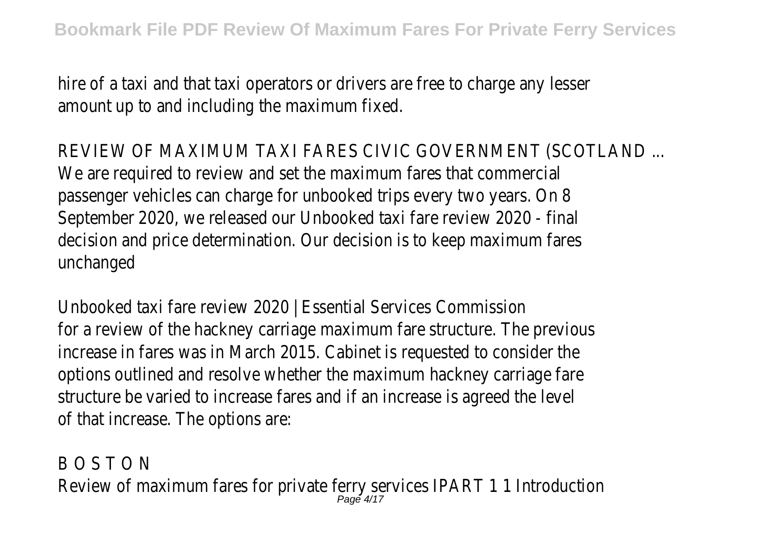hire of a taxi and that taxi operators or drivers are free to charge any lesser amount up to and including the maximum fixed.

REVIEW OF MAXIMUM TAXI FARES CIVIC GOVERNMENT (SCOTLAND ...
We are required to review and set the maximum fares that commercial passenger vehicles can charge for unbooked trips every two years. On 8 September 2020, we released our Unbooked taxi fare review 2020 - final decision and price determination. Our decision is to keep maximum fares unchanged

Unbooked taxi fare review 2020 | Essential Services Commission
for a review of the hackney carriage maximum fare structure. The previous increase in fares was in March 2015. Cabinet is requested to consider the options outlined and resolve whether the maximum hackney carriage fare structure be varied to increase fares and if an increase is agreed the level of that increase. The options are:

B O S T O N
Review of maximum fares for private ferry services IPART 1 1 Introduction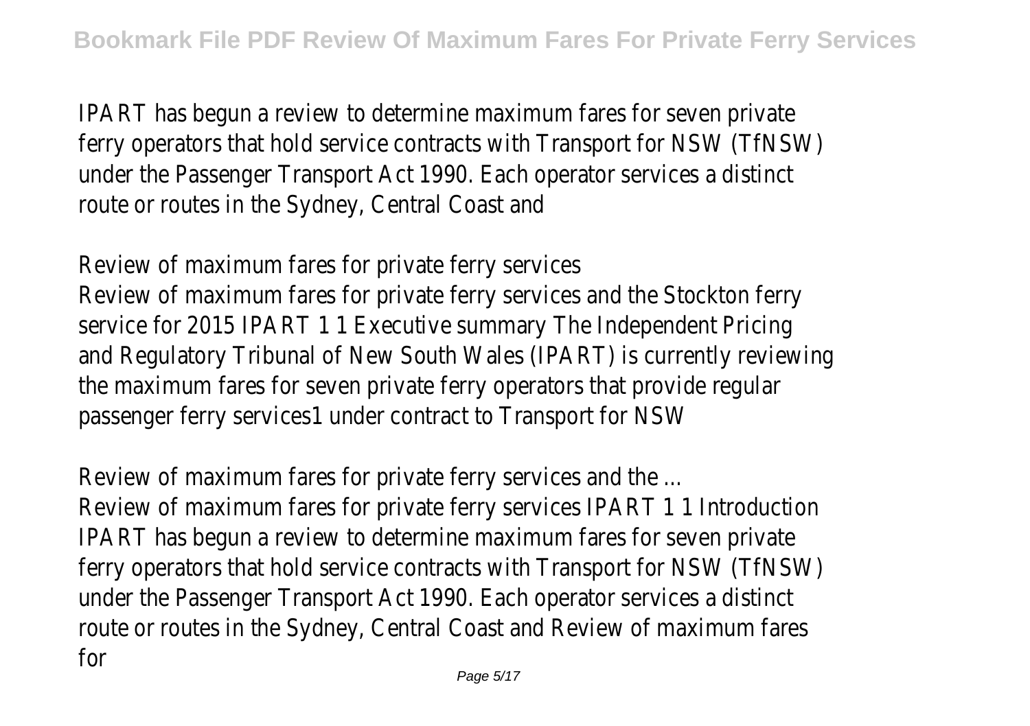IPART has begun a review to determine maximum fares for seven private ferry operators that hold service contracts with Transport for NSW (TfNSW) under the Passenger Transport Act 1990. Each operator services a distinct route or routes in the Sydney, Central Coast and

Review of maximum fares for private ferry services
Review of maximum fares for private ferry services and the Stockton ferry service for 2015 IPART 1 1 Executive summary The Independent Pricing and Regulatory Tribunal of New South Wales (IPART) is currently reviewing the maximum fares for seven private ferry operators that provide regular passenger ferry services1 under contract to Transport for NSW

Review of maximum fares for private ferry services and the ...
Review of maximum fares for private ferry services IPART 1 1 Introduction IPART has begun a review to determine maximum fares for seven private ferry operators that hold service contracts with Transport for NSW (TfNSW) under the Passenger Transport Act 1990. Each operator services a distinct route or routes in the Sydney, Central Coast and Review of maximum fares for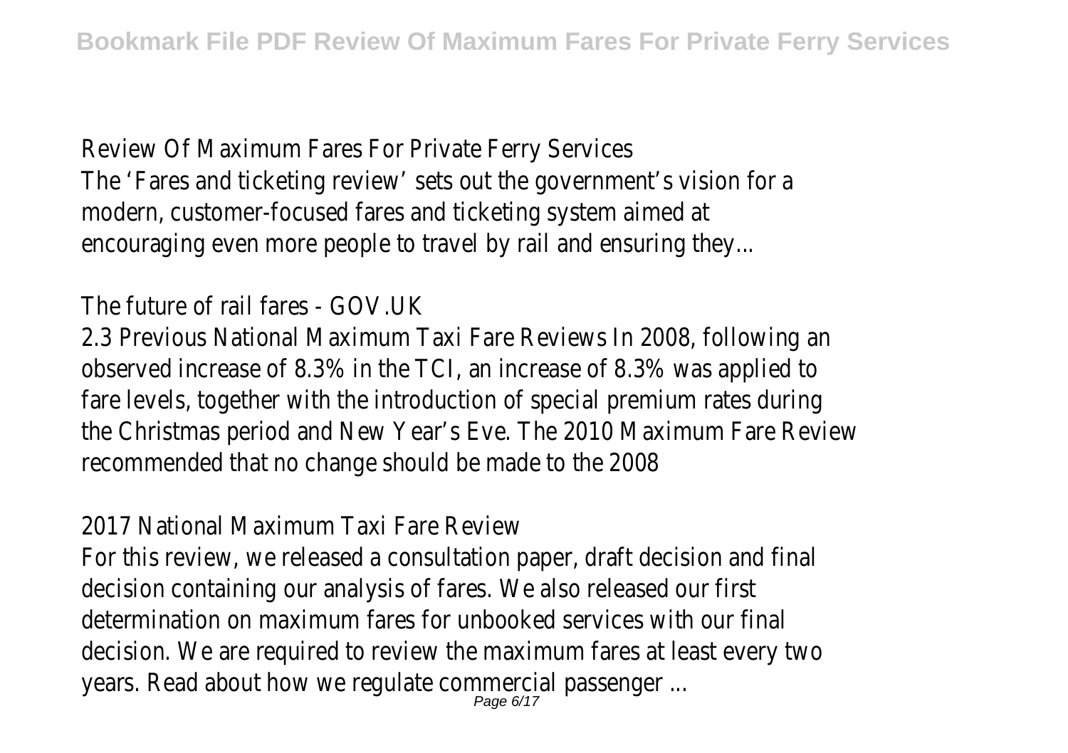Review Of Maximum Fares For Private Ferry Services

The 'Fares and ticketing review' sets out the government's vision for a modern, customer-focused fares and ticketing system aimed at encouraging even more people to travel by rail and ensuring they...

The future of rail fares - GOV.UK

2.3 Previous National Maximum Taxi Fare Reviews In 2008, following an observed increase of 8.3% in the TCI, an increase of 8.3% was applied to fare levels, together with the introduction of special premium rates during the Christmas period and New Year's Eve. The 2010 Maximum Fare Review recommended that no change should be made to the 2008

2017 National Maximum Taxi Fare Review

For this review, we released a consultation paper, draft decision and final decision containing our analysis of fares. We also released our first determination on maximum fares for unbooked services with our final decision. We are required to review the maximum fares at least every two years. Read about how we regulate commercial passenger ...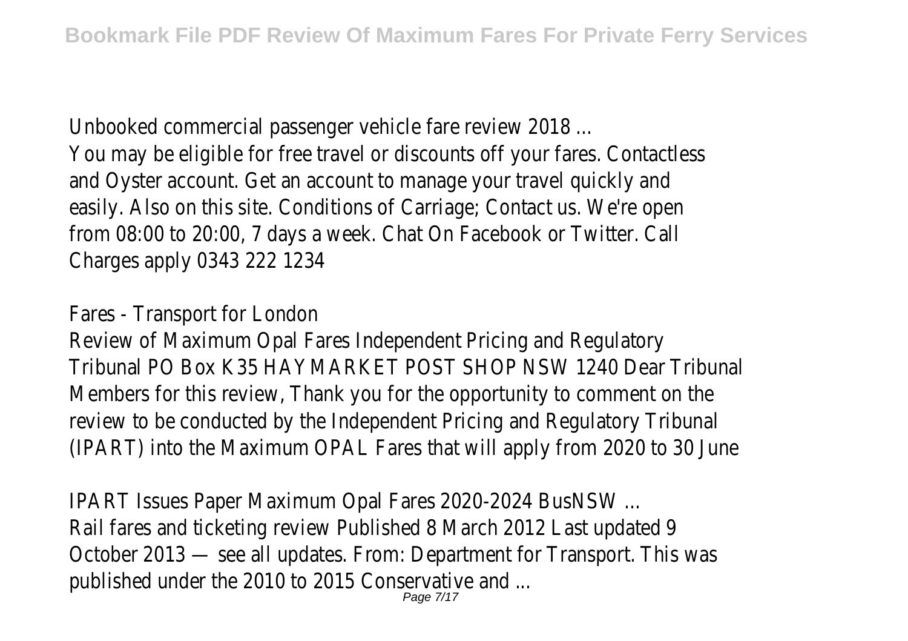Unbooked commercial passenger vehicle fare review 2018 ...
You may be eligible for free travel or discounts off your fares. Contactless and Oyster account. Get an account to manage your travel quickly and easily. Also on this site. Conditions of Carriage; Contact us. We're open from 08:00 to 20:00, 7 days a week. Chat On Facebook or Twitter. Call Charges apply 0343 222 1234

Fares - Transport for London
Review of Maximum Opal Fares Independent Pricing and Regulatory Tribunal PO Box K35 HAYMARKET POST SHOP NSW 1240 Dear Tribunal Members for this review, Thank you for the opportunity to comment on the review to be conducted by the Independent Pricing and Regulatory Tribunal (IPART) into the Maximum OPAL Fares that will apply from 2020 to 30 June

IPART Issues Paper Maximum Opal Fares 2020-2024 BusNSW ...
Rail fares and ticketing review Published 8 March 2012 Last updated 9 October 2013 — see all updates. From: Department for Transport. This was published under the 2010 to 2015 Conservative and ...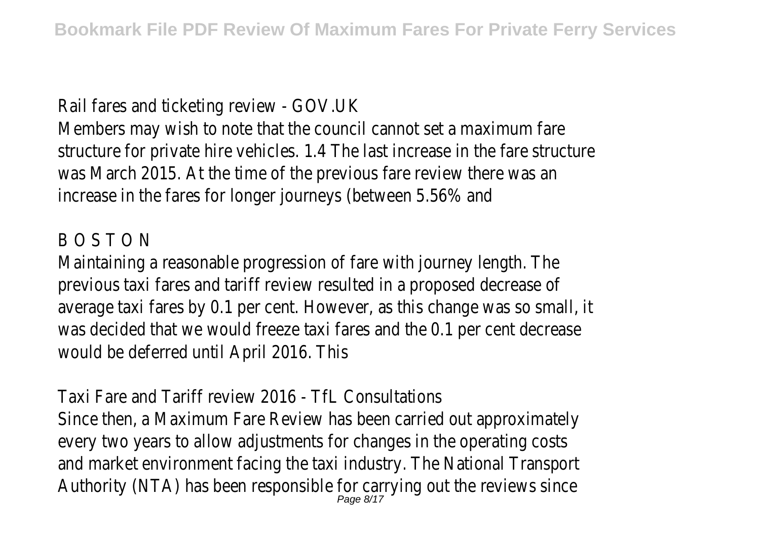Rail fares and ticketing review - GOV.UK

Members may wish to note that the council cannot set a maximum fare structure for private hire vehicles. 1.4 The last increase in the fare structure was March 2015. At the time of the previous fare review there was an increase in the fares for longer journeys (between 5.56% and

B O S T O N

Maintaining a reasonable progression of fare with journey length. The previous taxi fares and tariff review resulted in a proposed decrease of average taxi fares by 0.1 per cent. However, as this change was so small, it was decided that we would freeze taxi fares and the 0.1 per cent decrease would be deferred until April 2016. This

Taxi Fare and Tariff review 2016 - TfL Consultations

Since then, a Maximum Fare Review has been carried out approximately every two years to allow adjustments for changes in the operating costs and market environment facing the taxi industry. The National Transport Authority (NTA) has been responsible for carrying out the reviews since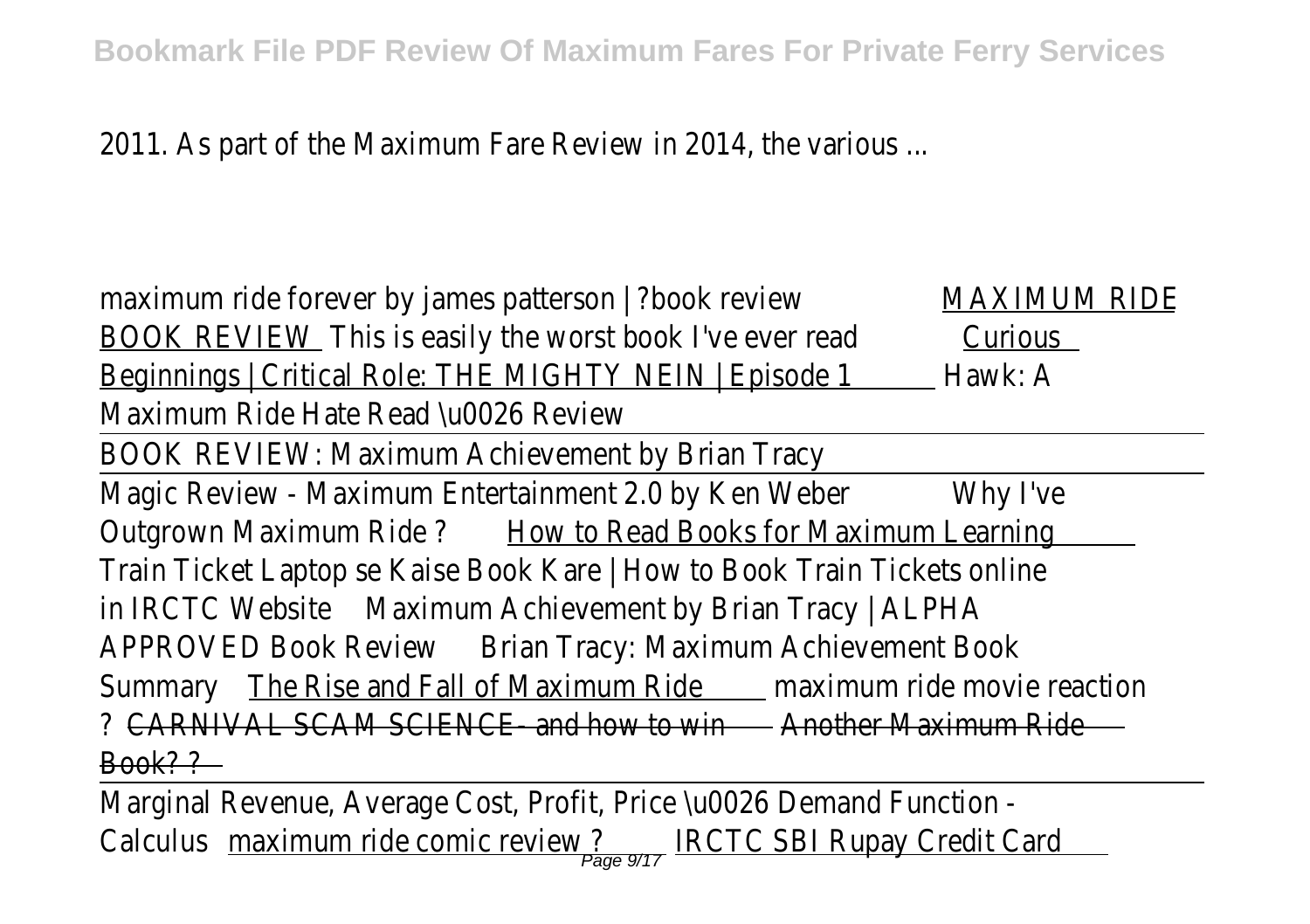2011. As part of the Maximum Fare Review in 2014, the various ...

maximum ride forever by james patterson | ?book review MAXIMUM RIDE BOOK REVIEW This is easily the worst book I've ever read Curious Beginnings | Critical Role: THE MIGHTY NEIN | Episode 1 Hawk: A Maximum Ride Hate Read \u0026 Review

BOOK REVIEW: Maximum Achievement by Brian Tracy

Magic Review - Maximum Entertainment 2.0 by Ken Weber Why I've Outgrown Maximum Ride ? How to Read Books for Maximum Learning Train Ticket Laptop se Kaise Book Kare | How to Book Train Tickets online in IRCTC Website Maximum Achievement by Brian Tracy | ALPHA APPROVED Book Review Brian Tracy: Maximum Achievement Book Summary The Rise and Fall of Maximum Ride maximum ride movie reaction ? CARNIVAL SCAM SCIENCE- and how to win Another Maximum Ride Book? ?

Marginal Revenue, Average Cost, Profit, Price \u0026 Demand Function - Calculus maximum ride comic review ? IRCTC SBI Rupay Credit Card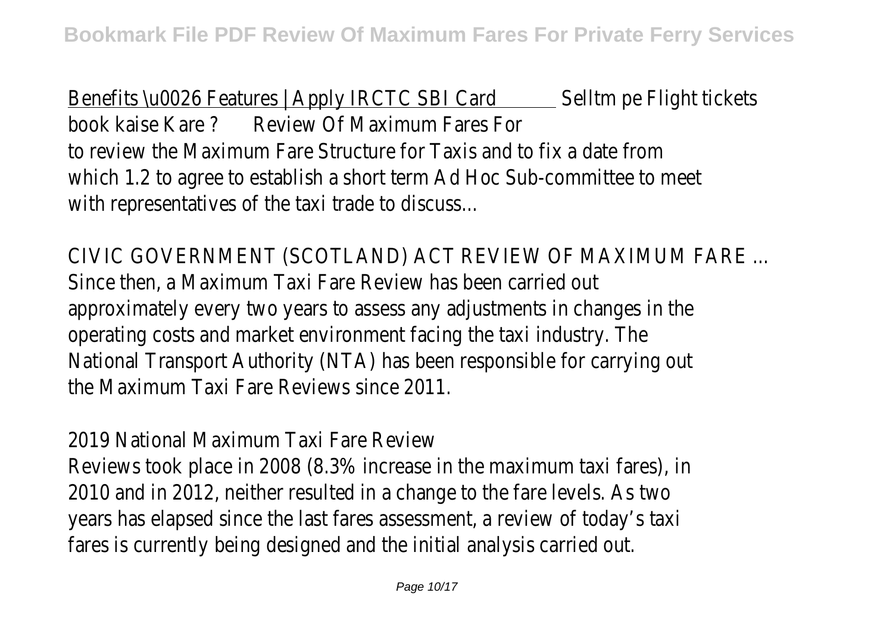Benefits \u0026 Features | Apply IRCTC SBI Card Selltm pe Flight tickets book kaise Kare ? Review Of Maximum Fares For

to review the Maximum Fare Structure for Taxis and to fix a date from which 1.2 to agree to establish a short term Ad Hoc Sub-committee to meet with representatives of the taxi trade to discuss...

CIVIC GOVERNMENT (SCOTLAND) ACT REVIEW OF MAXIMUM FARE ...

Since then, a Maximum Taxi Fare Review has been carried out approximately every two years to assess any adjustments in changes in the operating costs and market environment facing the taxi industry. The National Transport Authority (NTA) has been responsible for carrying out the Maximum Taxi Fare Reviews since 2011.

2019 National Maximum Taxi Fare Review

Reviews took place in 2008 (8.3% increase in the maximum taxi fares), in 2010 and in 2012, neither resulted in a change to the fare levels. As two years has elapsed since the last fares assessment, a review of today's taxi fares is currently being designed and the initial analysis carried out.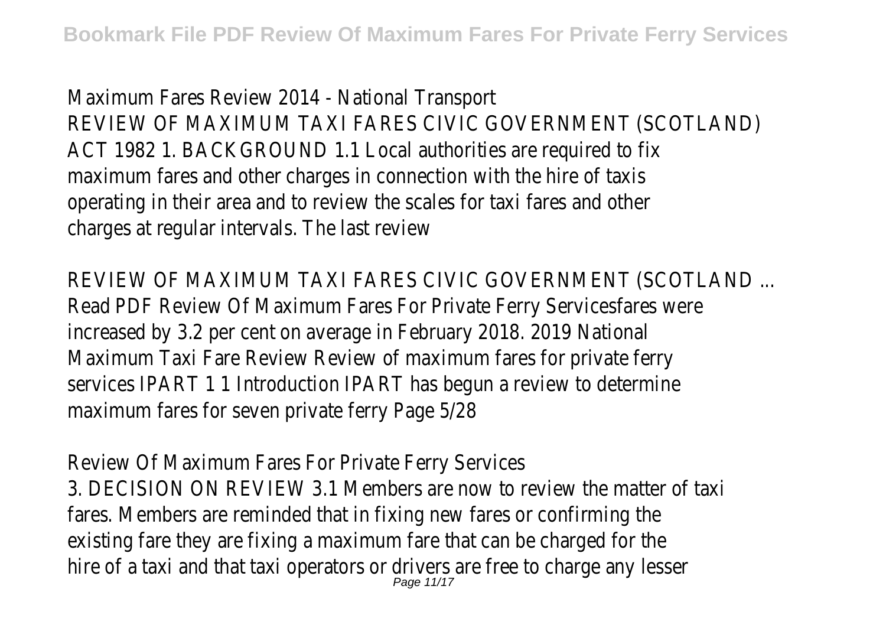Maximum Fares Review 2014 - National Transport
REVIEW OF MAXIMUM TAXI FARES CIVIC GOVERNMENT (SCOTLAND) ACT 1982 1. BACKGROUND 1.1 Local authorities are required to fix maximum fares and other charges in connection with the hire of taxis operating in their area and to review the scales for taxi fares and other charges at regular intervals. The last review

REVIEW OF MAXIMUM TAXI FARES CIVIC GOVERNMENT (SCOTLAND ...
Read PDF Review Of Maximum Fares For Private Ferry Servicesfares were increased by 3.2 per cent on average in February 2018. 2019 National Maximum Taxi Fare Review Review of maximum fares for private ferry services IPART 1 1 Introduction IPART has begun a review to determine maximum fares for seven private ferry Page 5/28

Review Of Maximum Fares For Private Ferry Services
3. DECISION ON REVIEW 3.1 Members are now to review the matter of taxi fares. Members are reminded that in fixing new fares or confirming the existing fare they are fixing a maximum fare that can be charged for the hire of a taxi and that taxi operators or drivers are free to charge any lesser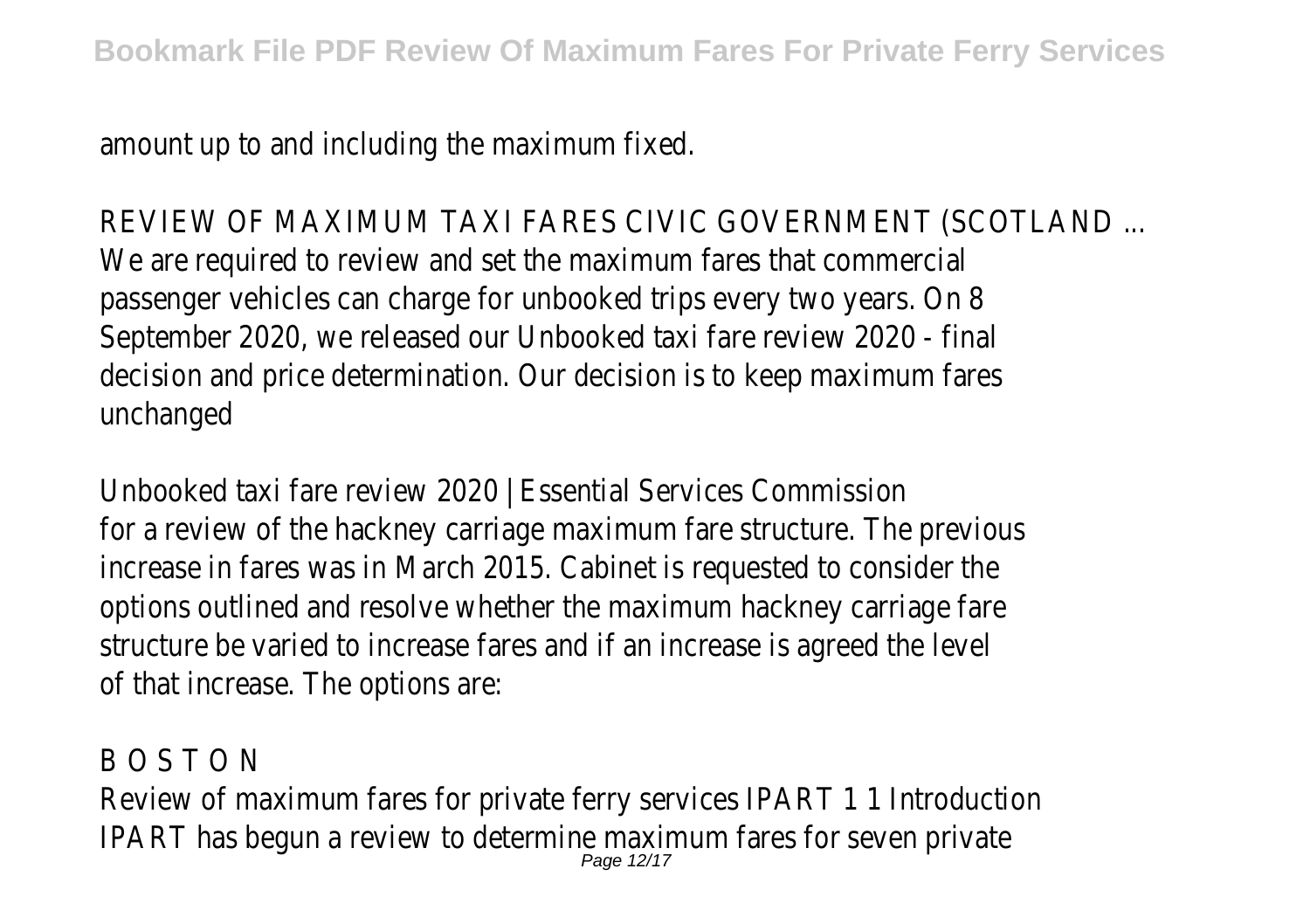amount up to and including the maximum fixed.

REVIEW OF MAXIMUM TAXI FARES CIVIC GOVERNMENT (SCOTLAND ...
We are required to review and set the maximum fares that commercial passenger vehicles can charge for unbooked trips every two years. On 8 September 2020, we released our Unbooked taxi fare review 2020 - final decision and price determination. Our decision is to keep maximum fares unchanged

Unbooked taxi fare review 2020 | Essential Services Commission
for a review of the hackney carriage maximum fare structure. The previous increase in fares was in March 2015. Cabinet is requested to consider the options outlined and resolve whether the maximum hackney carriage fare structure be varied to increase fares and if an increase is agreed the level of that increase. The options are:

B O S T O N
Review of maximum fares for private ferry services IPART 1 1 Introduction IPART has begun a review to determine maximum fares for seven private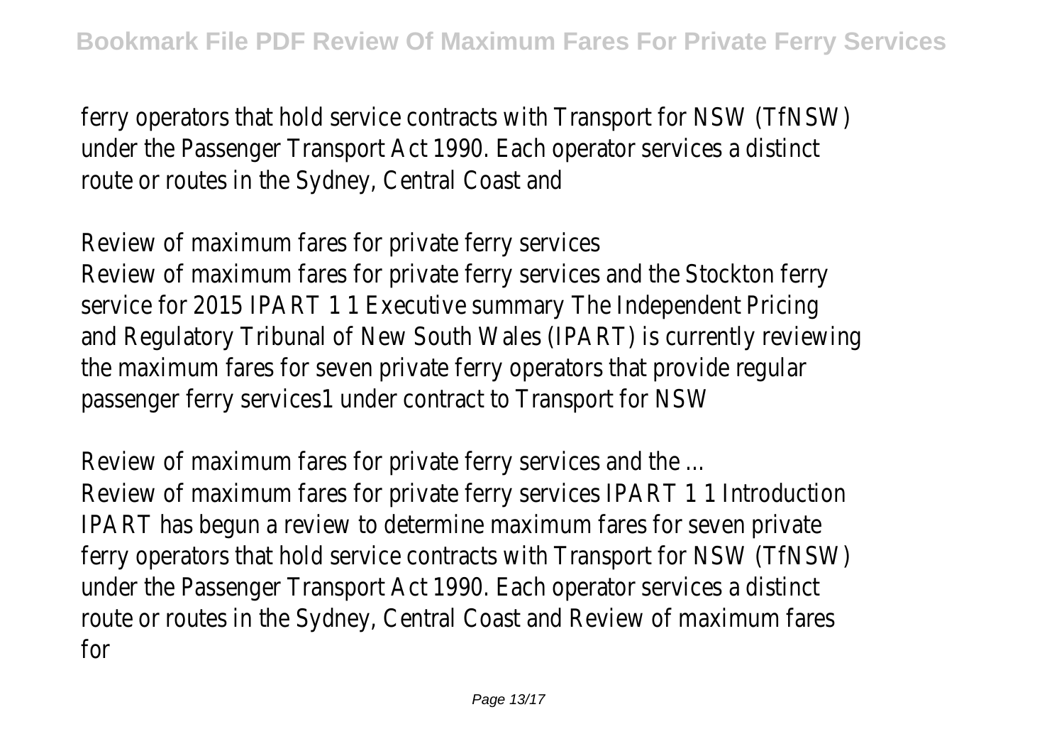ferry operators that hold service contracts with Transport for NSW (TfNSW) under the Passenger Transport Act 1990. Each operator services a distinct route or routes in the Sydney, Central Coast and

Review of maximum fares for private ferry services

Review of maximum fares for private ferry services and the Stockton ferry service for 2015 IPART 1 1 Executive summary The Independent Pricing and Regulatory Tribunal of New South Wales (IPART) is currently reviewing the maximum fares for seven private ferry operators that provide regular passenger ferry services1 under contract to Transport for NSW

Review of maximum fares for private ferry services and the ...

Review of maximum fares for private ferry services IPART 1 1 Introduction IPART has begun a review to determine maximum fares for seven private ferry operators that hold service contracts with Transport for NSW (TfNSW) under the Passenger Transport Act 1990. Each operator services a distinct route or routes in the Sydney, Central Coast and Review of maximum fares for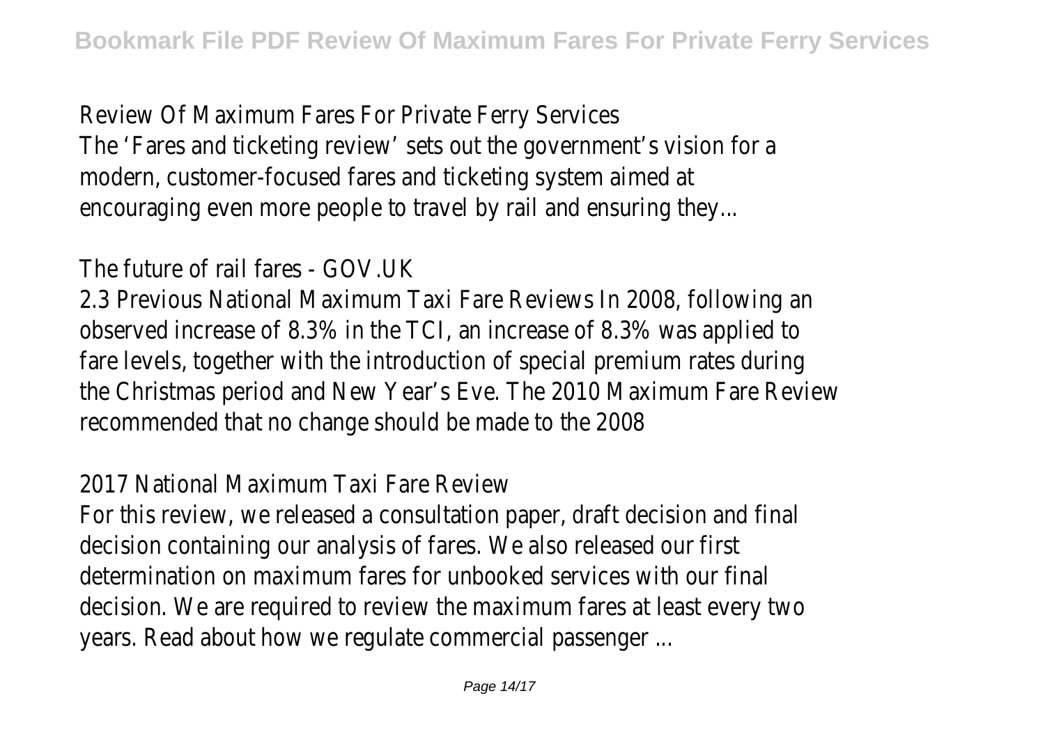Review Of Maximum Fares For Private Ferry Services
The 'Fares and ticketing review' sets out the government's vision for a modern, customer-focused fares and ticketing system aimed at encouraging even more people to travel by rail and ensuring they...

The future of rail fares - GOV.UK
2.3 Previous National Maximum Taxi Fare Reviews In 2008, following an observed increase of 8.3% in the TCI, an increase of 8.3% was applied to fare levels, together with the introduction of special premium rates during the Christmas period and New Year's Eve. The 2010 Maximum Fare Review recommended that no change should be made to the 2008

2017 National Maximum Taxi Fare Review
For this review, we released a consultation paper, draft decision and final decision containing our analysis of fares. We also released our first determination on maximum fares for unbooked services with our final decision. We are required to review the maximum fares at least every two years. Read about how we regulate commercial passenger ...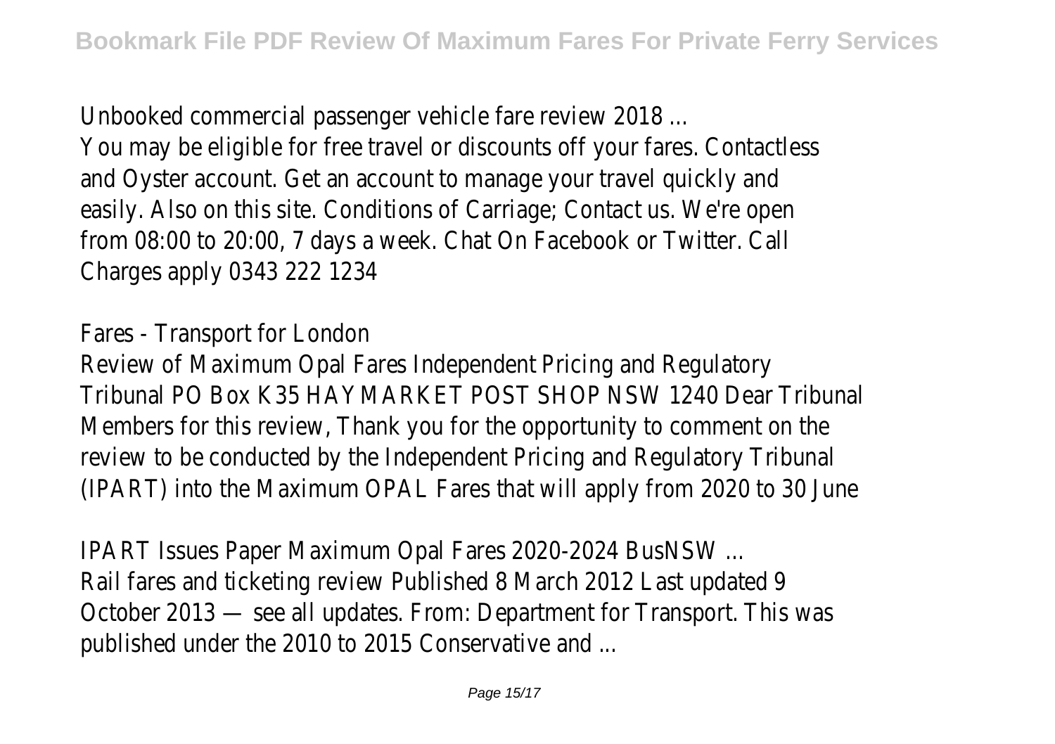Unbooked commercial passenger vehicle fare review 2018 ...
You may be eligible for free travel or discounts off your fares. Contactless and Oyster account. Get an account to manage your travel quickly and easily. Also on this site. Conditions of Carriage; Contact us. We're open from 08:00 to 20:00, 7 days a week. Chat On Facebook or Twitter. Call Charges apply 0343 222 1234

Fares - Transport for London
Review of Maximum Opal Fares Independent Pricing and Regulatory Tribunal PO Box K35 HAYMARKET POST SHOP NSW 1240 Dear Tribunal Members for this review, Thank you for the opportunity to comment on the review to be conducted by the Independent Pricing and Regulatory Tribunal (IPART) into the Maximum OPAL Fares that will apply from 2020 to 30 June

IPART Issues Paper Maximum Opal Fares 2020-2024 BusNSW ...
Rail fares and ticketing review Published 8 March 2012 Last updated 9 October 2013 — see all updates. From: Department for Transport. This was published under the 2010 to 2015 Conservative and ...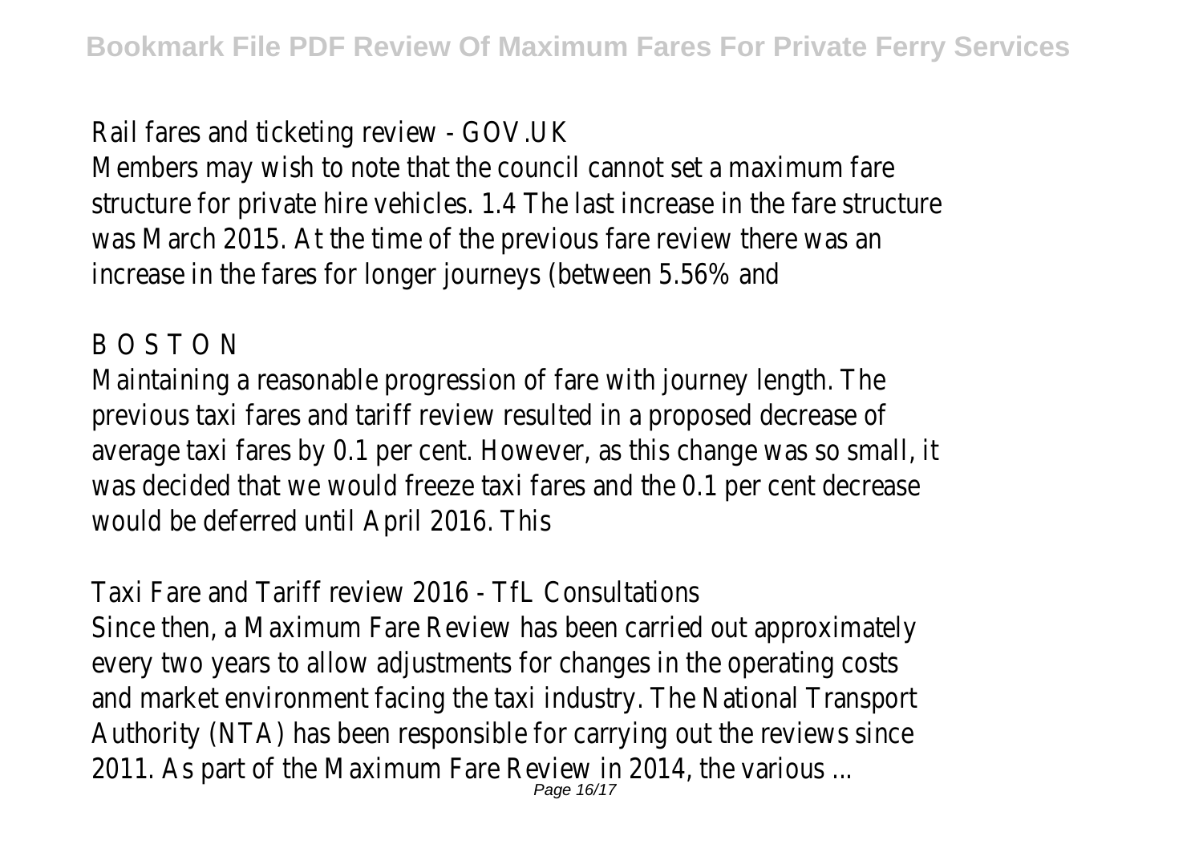Rail fares and ticketing review - GOV.UK

Members may wish to note that the council cannot set a maximum fare structure for private hire vehicles. 1.4 The last increase in the fare structure was March 2015. At the time of the previous fare review there was an increase in the fares for longer journeys (between 5.56% and

B O S T O N

Maintaining a reasonable progression of fare with journey length. The previous taxi fares and tariff review resulted in a proposed decrease of average taxi fares by 0.1 per cent. However, as this change was so small, it was decided that we would freeze taxi fares and the 0.1 per cent decrease would be deferred until April 2016. This

Taxi Fare and Tariff review 2016 - TfL Consultations

Since then, a Maximum Fare Review has been carried out approximately every two years to allow adjustments for changes in the operating costs and market environment facing the taxi industry. The National Transport Authority (NTA) has been responsible for carrying out the reviews since 2011. As part of the Maximum Fare Review in 2014, the various ...